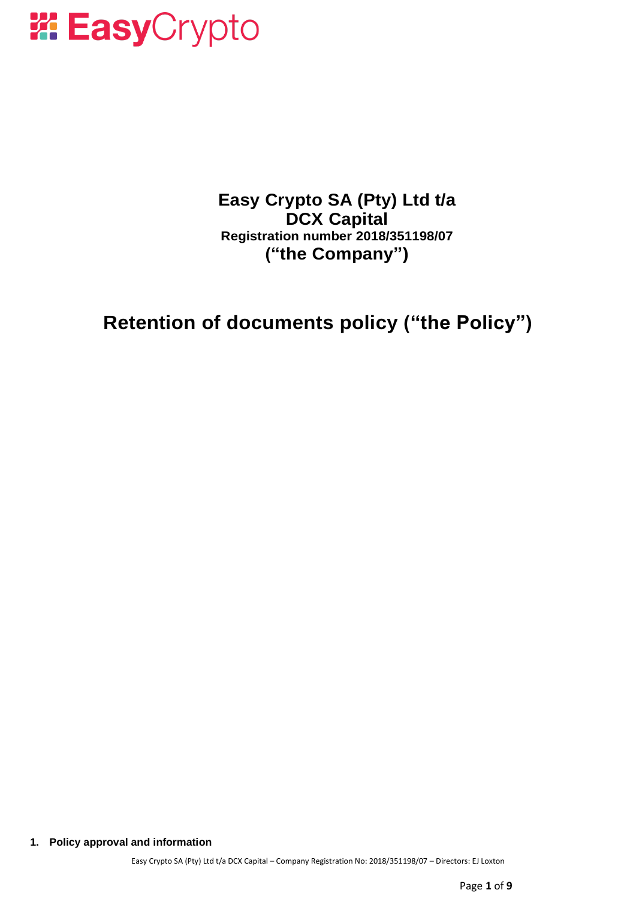# Easy Crypto SA (Pty) Ltd t/a DCX Capital

**Registration number 2018/351198/07**

**(“the Company”)**

# Retention of documents policy (“the Policy”)

## 1. Policy approval and information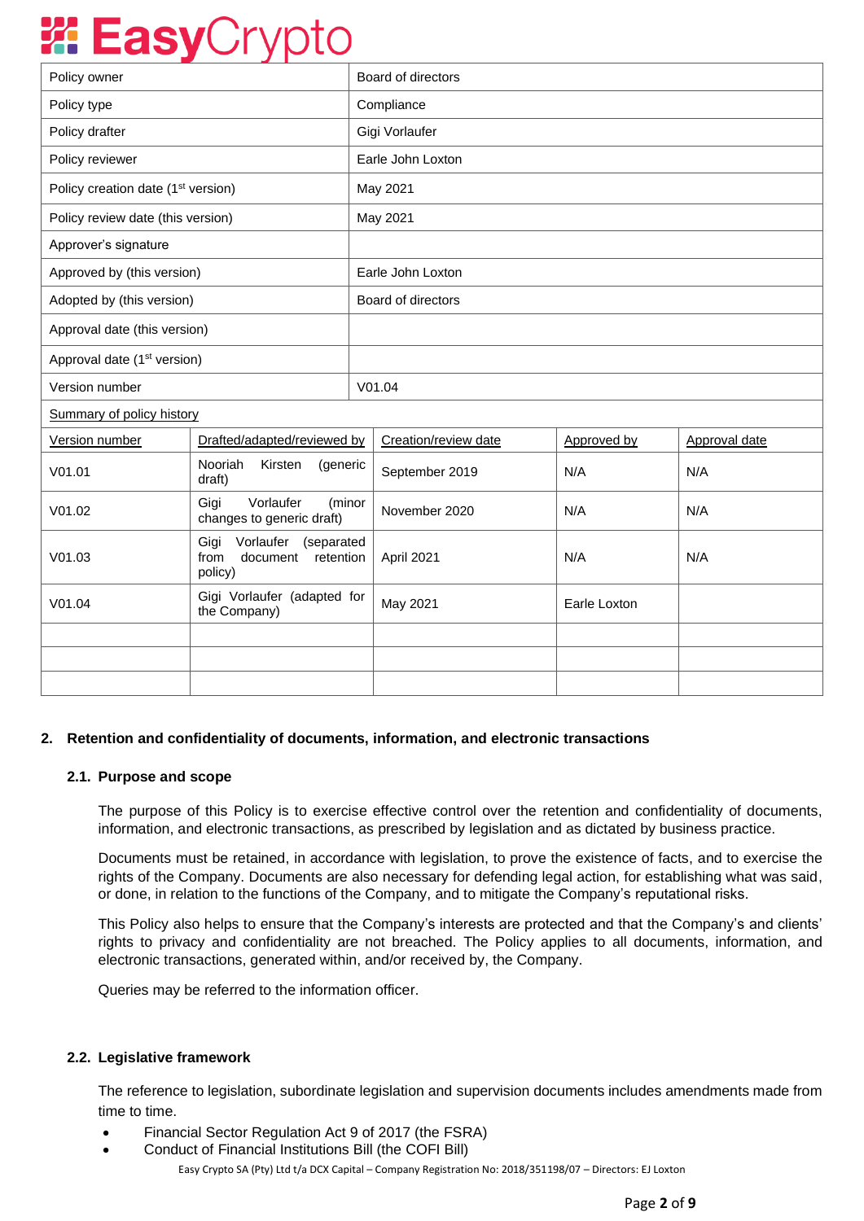| Policy owner | Board of directors |
|---|---|
| Policy type | Compliance |
| Policy drafter | Gigi Vorlaufer |
| Policy reviewer | Earle John Loxton |
| Policy creation date (1st version) | May 2021 |
| Policy review date (this version) | May 2021 |
| Approver's signature | |
| Approved by (this version) | Earle John Loxton |
| Adopted by (this version) | Board of directors |
| Approval date (this version) | |
| Approval date (1st version) | |
| Version number | V01.04 |

Summary of policy history

| Version number | Drafted/adapted/reviewed by | Creation/review date | Approved by | Approval date |
|---|---|---|---|---|
| V01.01 | Nooriah Kirsten (generic draft) | September 2019 | N/A | N/A |
| V01.02 | Gigi Vorlaufer (minor changes to generic draft) | November 2020 | N/A | N/A |
| V01.03 | Gigi Vorlaufer (separated from document retention policy) | April 2021 | N/A | N/A |
| V01.04 | Gigi Vorlaufer (adapted for the Company) | May 2021 | Earle Loxton | |
| | | | | |
| | | | | |
| | | | | |

## 2. Retention and confidentiality of documents, information, and electronic transactions

### 2.1. Purpose and scope

The purpose of this Policy is to exercise effective control over the retention and confidentiality of documents, information, and electronic transactions, as prescribed by legislation and as dictated by business practice.

Documents must be retained, in accordance with legislation, to prove the existence of facts, and to exercise the rights of the Company. Documents are also necessary for defending legal action, for establishing what was said, or done, in relation to the functions of the Company, and to mitigate the Company's reputational risks.

This Policy also helps to ensure that the Company's interests are protected and that the Company's and clients' rights to privacy and confidentiality are not breached. The Policy applies to all documents, information, and electronic transactions, generated within, and/or received by, the Company.

Queries may be referred to the information officer.

### 2.2. Legislative framework

The reference to legislation, subordinate legislation and supervision documents includes amendments made from time to time.

- Financial Sector Regulation Act 9 of 2017 (the FSRA)
- Conduct of Financial Institutions Bill (the COFI Bill)

Easy Crypto SA (Pty) Ltd t/a DCX Capital – Company Registration No: 2018/351198/07 – Directors: EJ Loxton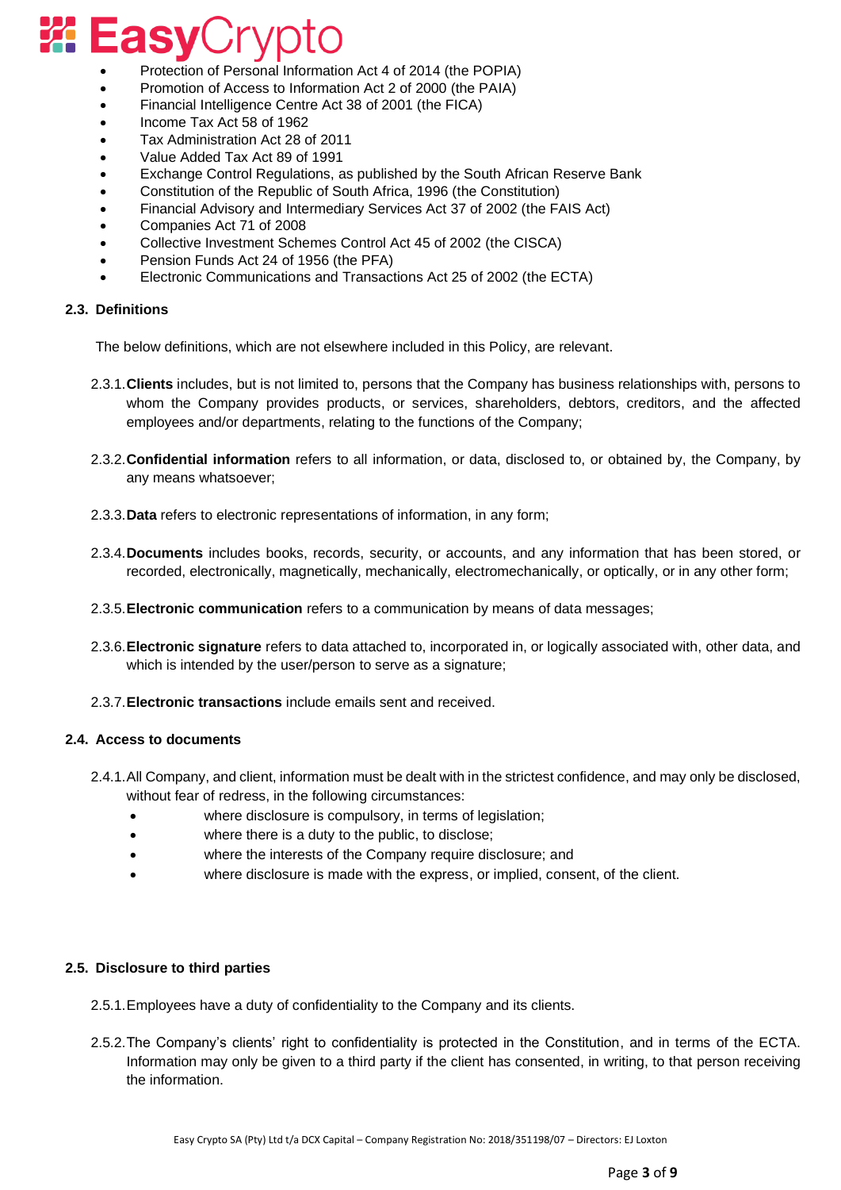- Protection of Personal Information Act 4 of 2014 (the POPIA)
- Promotion of Access to Information Act 2 of 2000 (the PAIA)
- Financial Intelligence Centre Act 38 of 2001 (the FICA)
- Income Tax Act 58 of 1962
- Tax Administration Act 28 of 2011
- Value Added Tax Act 89 of 1991
- Exchange Control Regulations, as published by the South African Reserve Bank
- Constitution of the Republic of South Africa, 1996 (the Constitution)
- Financial Advisory and Intermediary Services Act 37 of 2002 (the FAIS Act)
- Companies Act 71 of 2008
- Collective Investment Schemes Control Act 45 of 2002 (the CISCA)
- Pension Funds Act 24 of 1956 (the PFA)
- Electronic Communications and Transactions Act 25 of 2002 (the ECTA)

### 2.3. Definitions

The below definitions, which are not elsewhere included in this Policy, are relevant.

2.3.1. **Clients** includes, but is not limited to, persons that the Company has business relationships with, persons to whom the Company provides products, or services, shareholders, debtors, creditors, and the affected employees and/or departments, relating to the functions of the Company;

2.3.2. **Confidential information** refers to all information, or data, disclosed to, or obtained by, the Company, by any means whatsoever;

2.3.3. **Data** refers to electronic representations of information, in any form;

2.3.4. **Documents** includes books, records, security, or accounts, and any information that has been stored, or recorded, electronically, magnetically, mechanically, electromechanically, or optically, or in any other form;

2.3.5. **Electronic communication** refers to a communication by means of data messages;

2.3.6. **Electronic signature** refers to data attached to, incorporated in, or logically associated with, other data, and which is intended by the user/person to serve as a signature;

2.3.7. **Electronic transactions** include emails sent and received.

### 2.4. Access to documents

2.4.1. All Company, and client, information must be dealt with in the strictest confidence, and may only be disclosed, without fear of redress, in the following circumstances:

- where disclosure is compulsory, in terms of legislation;
- where there is a duty to the public, to disclose;
- where the interests of the Company require disclosure; and
- where disclosure is made with the express, or implied, consent, of the client.

### 2.5. Disclosure to third parties

2.5.1. Employees have a duty of confidentiality to the Company and its clients.

2.5.2. The Company's clients' right to confidentiality is protected in the Constitution, and in terms of the ECTA. Information may only be given to a third party if the client has consented, in writing, to that person receiving the information.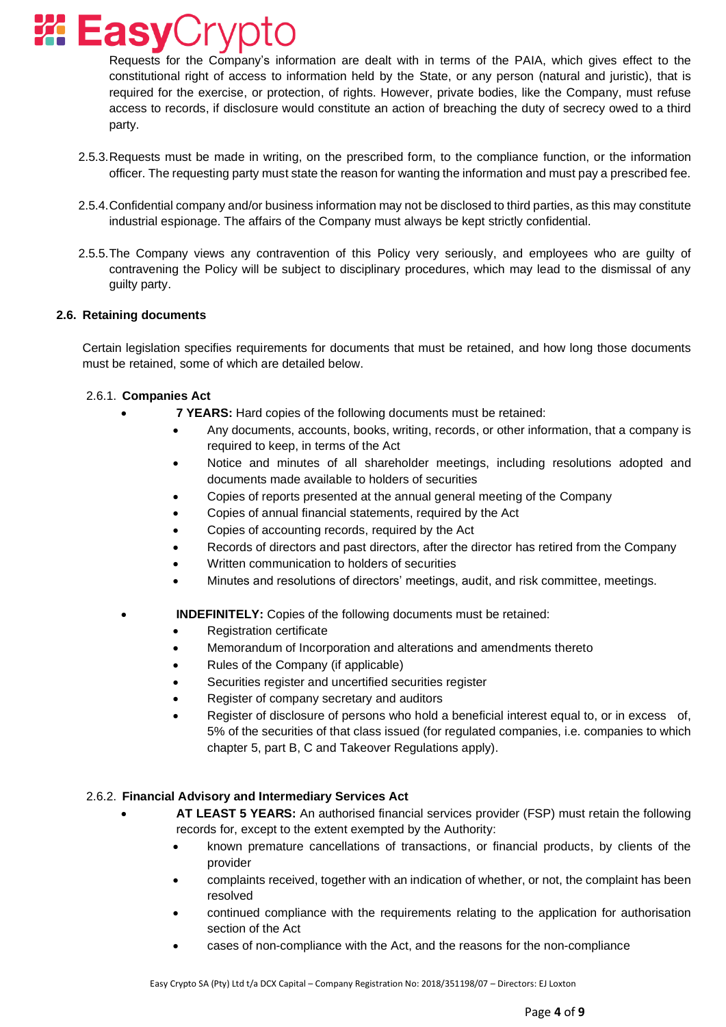Requests for the Company's information are dealt with in terms of the PAIA, which gives effect to the constitutional right of access to information held by the State, or any person (natural and juristic), that is required for the exercise, or protection, of rights. However, private bodies, like the Company, must refuse access to records, if disclosure would constitute an action of breaching the duty of secrecy owed to a third party.

2.5.3. Requests must be made in writing, on the prescribed form, to the compliance function, or the information officer. The requesting party must state the reason for wanting the information and must pay a prescribed fee.

2.5.4. Confidential company and/or business information may not be disclosed to third parties, as this may constitute industrial espionage. The affairs of the Company must always be kept strictly confidential.

2.5.5. The Company views any contravention of this Policy very seriously, and employees who are guilty of contravening the Policy will be subject to disciplinary procedures, which may lead to the dismissal of any guilty party.

### 2.6. Retaining documents

Certain legislation specifies requirements for documents that must be retained, and how long those documents must be retained, some of which are detailed below.

#### 2.6.1. Companies Act

- **7 YEARS:** Hard copies of the following documents must be retained:
  - Any documents, accounts, books, writing, records, or other information, that a company is required to keep, in terms of the Act
  - Notice and minutes of all shareholder meetings, including resolutions adopted and documents made available to holders of securities
  - Copies of reports presented at the annual general meeting of the Company
  - Copies of annual financial statements, required by the Act
  - Copies of accounting records, required by the Act
  - Records of directors and past directors, after the director has retired from the Company
  - Written communication to holders of securities
  - Minutes and resolutions of directors' meetings, audit, and risk committee, meetings.

- **INDEFINITELY:** Copies of the following documents must be retained:
  - Registration certificate
  - Memorandum of Incorporation and alterations and amendments thereto
  - Rules of the Company (if applicable)
  - Securities register and uncertified securities register
  - Register of company secretary and auditors
  - Register of disclosure of persons who hold a beneficial interest equal to, or in excess of, 5% of the securities of that class issued (for regulated companies, i.e. companies to which chapter 5, part B, C and Takeover Regulations apply).

#### 2.6.2. Financial Advisory and Intermediary Services Act

- **AT LEAST 5 YEARS:** An authorised financial services provider (FSP) must retain the following records for, except to the extent exempted by the Authority:
  - known premature cancellations of transactions, or financial products, by clients of the provider
  - complaints received, together with an indication of whether, or not, the complaint has been resolved
  - continued compliance with the requirements relating to the application for authorisation section of the Act
  - cases of non-compliance with the Act, and the reasons for the non-compliance

Easy Crypto SA (Pty) Ltd t/a DCX Capital – Company Registration No: 2018/351198/07 – Directors: EJ Loxton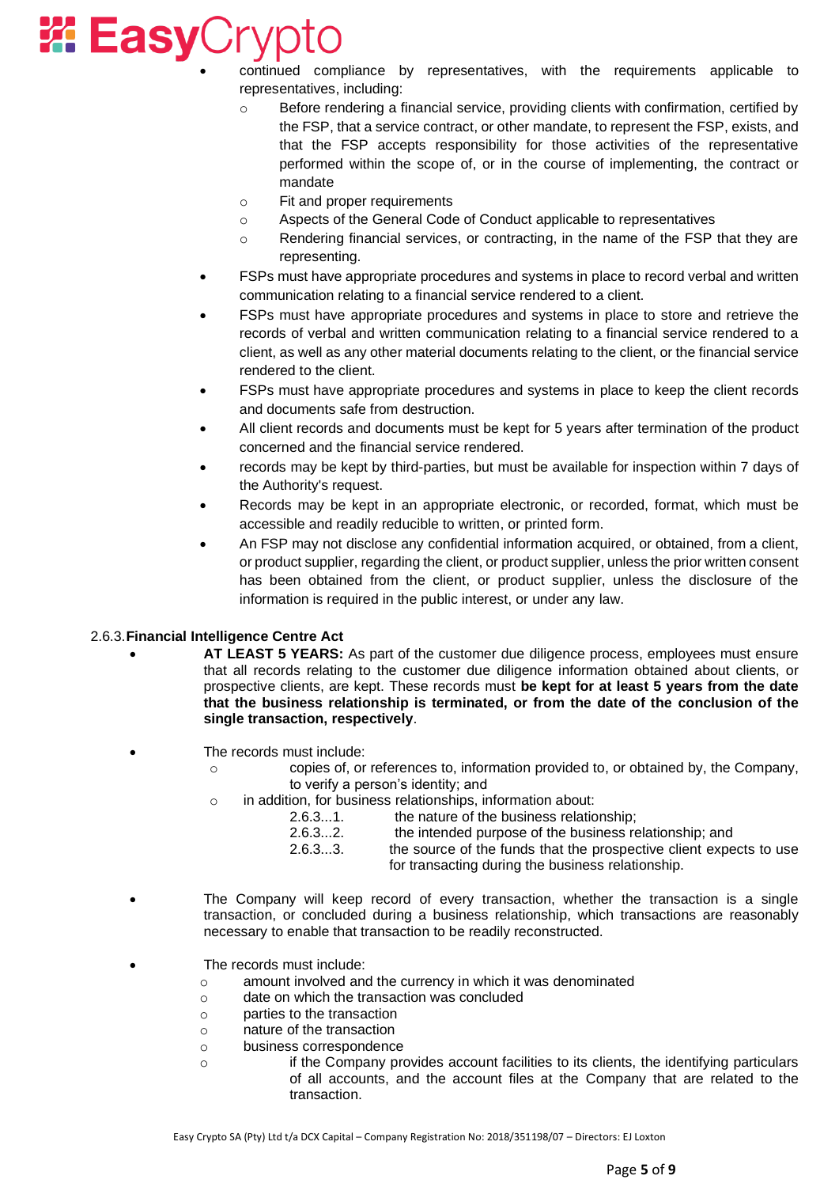- continued compliance by representatives, with the requirements applicable to representatives, including:
  - Before rendering a financial service, providing clients with confirmation, certified by the FSP, that a service contract, or other mandate, to represent the FSP, exists, and that the FSP accepts responsibility for those activities of the representative performed within the scope of, or in the course of implementing, the contract or mandate
  - Fit and proper requirements
  - Aspects of the General Code of Conduct applicable to representatives
  - Rendering financial services, or contracting, in the name of the FSP that they are representing.
- FSPs must have appropriate procedures and systems in place to record verbal and written communication relating to a financial service rendered to a client.
- FSPs must have appropriate procedures and systems in place to store and retrieve the records of verbal and written communication relating to a financial service rendered to a client, as well as any other material documents relating to the client, or the financial service rendered to the client.
- FSPs must have appropriate procedures and systems in place to keep the client records and documents safe from destruction.
- All client records and documents must be kept for 5 years after termination of the product concerned and the financial service rendered.
- records may be kept by third-parties, but must be available for inspection within 7 days of the Authority's request.
- Records may be kept in an appropriate electronic, or recorded, format, which must be accessible and readily reducible to written, or printed form.
- An FSP may not disclose any confidential information acquired, or obtained, from a client, or product supplier, regarding the client, or product supplier, unless the prior written consent has been obtained from the client, or product supplier, unless the disclosure of the information is required in the public interest, or under any law.

### 2.6.3. Financial Intelligence Centre Act

- **AT LEAST 5 YEARS:** As part of the customer due diligence process, employees must ensure that all records relating to the customer due diligence information obtained about clients, or prospective clients, are kept. These records must **be kept for at least 5 years from the date that the business relationship is terminated, or from the date of the conclusion of the single transaction, respectively**.

- The records must include:
  - copies of, or references to, information provided to, or obtained by, the Company, to verify a person's identity; and
  - in addition, for business relationships, information about:
    - 2.6.3...1. the nature of the business relationship;
    - 2.6.3...2. the intended purpose of the business relationship; and
    - 2.6.3...3. the source of the funds that the prospective client expects to use for transacting during the business relationship.

- The Company will keep record of every transaction, whether the transaction is a single transaction, or concluded during a business relationship, which transactions are reasonably necessary to enable that transaction to be readily reconstructed.

- The records must include:
  - amount involved and the currency in which it was denominated
  - date on which the transaction was concluded
  - parties to the transaction
  - nature of the transaction
  - business correspondence
  - if the Company provides account facilities to its clients, the identifying particulars of all accounts, and the account files at the Company that are related to the transaction.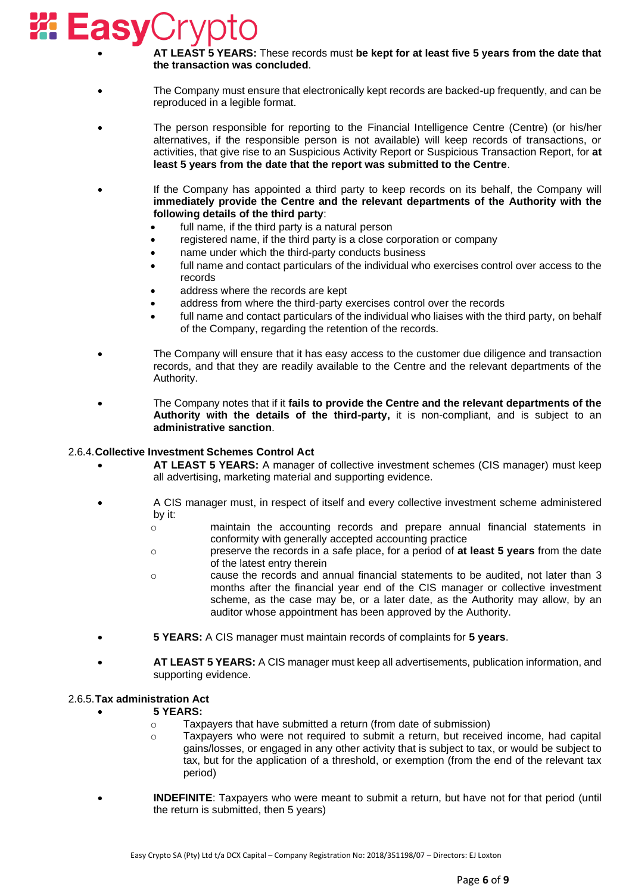- **AT LEAST 5 YEARS:** These records must **be kept for at least five 5 years from the date that the transaction was concluded**.

- The Company must ensure that electronically kept records are backed-up frequently, and can be reproduced in a legible format.

- The person responsible for reporting to the Financial Intelligence Centre (Centre) (or his/her alternatives, if the responsible person is not available) will keep records of transactions, or activities, that give rise to an Suspicious Activity Report or Suspicious Transaction Report, for **at least 5 years from the date that the report was submitted to the Centre**.

- If the Company has appointed a third party to keep records on its behalf, the Company will **immediately provide the Centre and the relevant departments of the Authority with the following details of the third party**:
  - full name, if the third party is a natural person
  - registered name, if the third party is a close corporation or company
  - name under which the third-party conducts business
  - full name and contact particulars of the individual who exercises control over access to the records
  - address where the records are kept
  - address from where the third-party exercises control over the records
  - full name and contact particulars of the individual who liaises with the third party, on behalf of the Company, regarding the retention of the records.

- The Company will ensure that it has easy access to the customer due diligence and transaction records, and that they are readily available to the Centre and the relevant departments of the Authority.

- The Company notes that if it **fails to provide the Centre and the relevant departments of the Authority with the details of the third-party,** it is non-compliant, and is subject to an **administrative sanction**.

### 2.6.4. Collective Investment Schemes Control Act

- **AT LEAST 5 YEARS:** A manager of collective investment schemes (CIS manager) must keep all advertising, marketing material and supporting evidence.

- A CIS manager must, in respect of itself and every collective investment scheme administered by it:
  - maintain the accounting records and prepare annual financial statements in conformity with generally accepted accounting practice
  - preserve the records in a safe place, for a period of **at least 5 years** from the date of the latest entry therein
  - cause the records and annual financial statements to be audited, not later than 3 months after the financial year end of the CIS manager or collective investment scheme, as the case may be, or a later date, as the Authority may allow, by an auditor whose appointment has been approved by the Authority.

- **5 YEARS:** A CIS manager must maintain records of complaints for **5 years**.

- **AT LEAST 5 YEARS:** A CIS manager must keep all advertisements, publication information, and supporting evidence.

### 2.6.5. Tax administration Act

- **5 YEARS:**
  - Taxpayers that have submitted a return (from date of submission)
  - Taxpayers who were not required to submit a return, but received income, had capital gains/losses, or engaged in any other activity that is subject to tax, or would be subject to tax, but for the application of a threshold, or exemption (from the end of the relevant tax period)

- **INDEFINITE**: Taxpayers who were meant to submit a return, but have not for that period (until the return is submitted, then 5 years)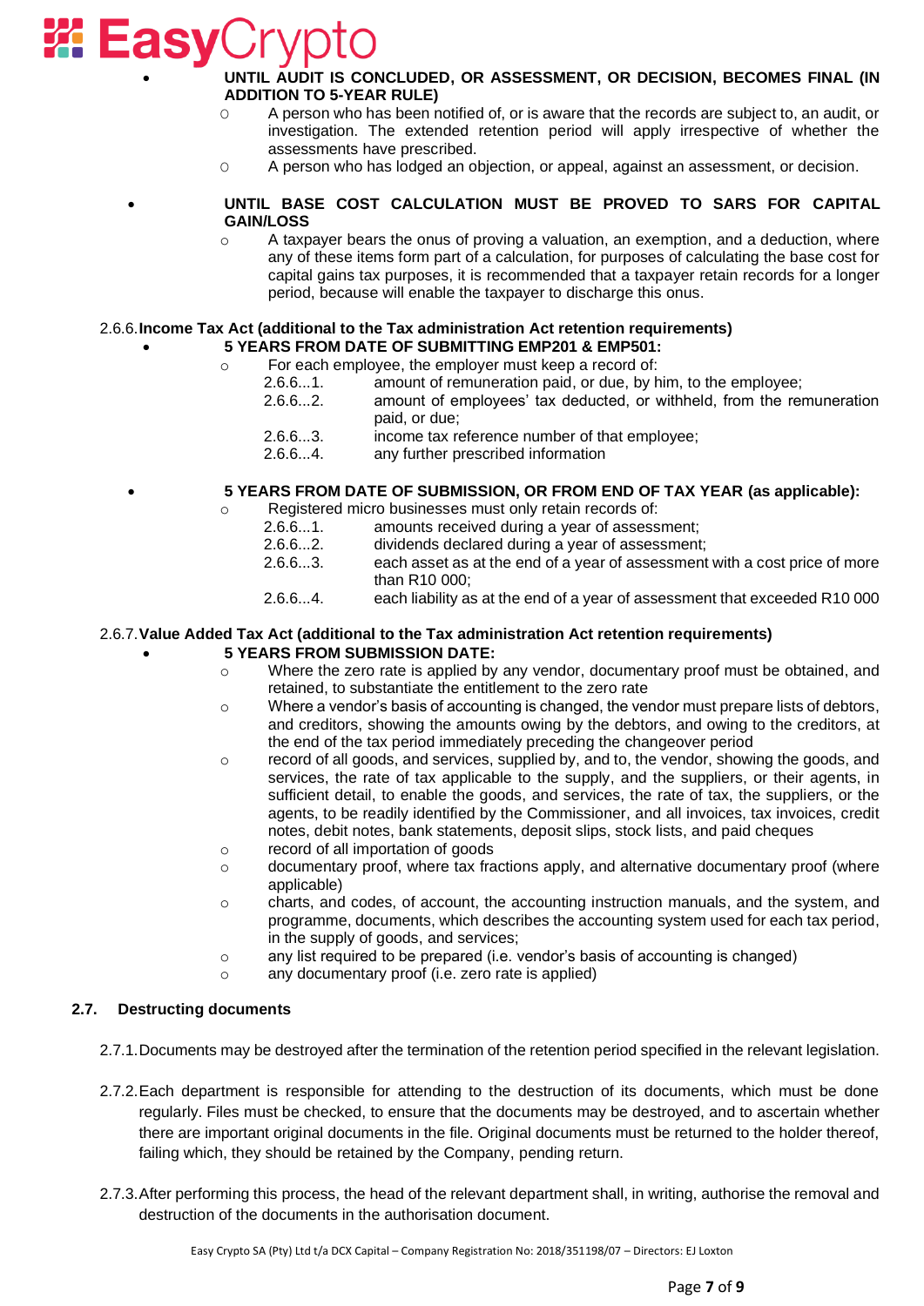- **UNTIL AUDIT IS CONCLUDED, OR ASSESSMENT, OR DECISION, BECOMES FINAL (IN ADDITION TO 5-YEAR RULE)**
  - A person who has been notified of, or is aware that the records are subject to, an audit, or investigation. The extended retention period will apply irrespective of whether the assessments have prescribed.
  - A person who has lodged an objection, or appeal, against an assessment, or decision.

- **UNTIL BASE COST CALCULATION MUST BE PROVED TO SARS FOR CAPITAL GAIN/LOSS**
  - A taxpayer bears the onus of proving a valuation, an exemption, and a deduction, where any of these items form part of a calculation, for purposes of calculating the base cost for capital gains tax purposes, it is recommended that a taxpayer retain records for a longer period, because will enable the taxpayer to discharge this onus.

2.6.6. **Income Tax Act (additional to the Tax administration Act retention requirements)**

- **5 YEARS FROM DATE OF SUBMITTING EMP201 & EMP501:**
  - For each employee, the employer must keep a record of:
    - 2.6.6...1. amount of remuneration paid, or due, by him, to the employee;
    - 2.6.6...2. amount of employees' tax deducted, or withheld, from the remuneration paid, or due;
    - 2.6.6...3. income tax reference number of that employee;
    - 2.6.6...4. any further prescribed information

- **5 YEARS FROM DATE OF SUBMISSION, OR FROM END OF TAX YEAR (as applicable):**
  - Registered micro businesses must only retain records of:
    - 2.6.6...1. amounts received during a year of assessment;
    - 2.6.6...2. dividends declared during a year of assessment;
    - 2.6.6...3. each asset as at the end of a year of assessment with a cost price of more than R10 000;
    - 2.6.6...4. each liability as at the end of a year of assessment that exceeded R10 000

2.6.7. **Value Added Tax Act (additional to the Tax administration Act retention requirements)**

- **5 YEARS FROM SUBMISSION DATE:**
  - Where the zero rate is applied by any vendor, documentary proof must be obtained, and retained, to substantiate the entitlement to the zero rate
  - Where a vendor's basis of accounting is changed, the vendor must prepare lists of debtors, and creditors, showing the amounts owing by the debtors, and owing to the creditors, at the end of the tax period immediately preceding the changeover period
  - record of all goods, and services, supplied by, and to, the vendor, showing the goods, and services, the rate of tax applicable to the supply, and the suppliers, or their agents, in sufficient detail, to enable the goods, and services, the rate of tax, the suppliers, or the agents, to be readily identified by the Commissioner, and all invoices, tax invoices, credit notes, debit notes, bank statements, deposit slips, stock lists, and paid cheques
  - record of all importation of goods
  - documentary proof, where tax fractions apply, and alternative documentary proof (where applicable)
  - charts, and codes, of account, the accounting instruction manuals, and the system, and programme, documents, which describes the accounting system used for each tax period, in the supply of goods, and services;
  - any list required to be prepared (i.e. vendor's basis of accounting is changed)
  - any documentary proof (i.e. zero rate is applied)

## 2.7. Destructing documents

2.7.1. Documents may be destroyed after the termination of the retention period specified in the relevant legislation.

2.7.2. Each department is responsible for attending to the destruction of its documents, which must be done regularly. Files must be checked, to ensure that the documents may be destroyed, and to ascertain whether there are important original documents in the file. Original documents must be returned to the holder thereof, failing which, they should be retained by the Company, pending return.

2.7.3. After performing this process, the head of the relevant department shall, in writing, authorise the removal and destruction of the documents in the authorisation document.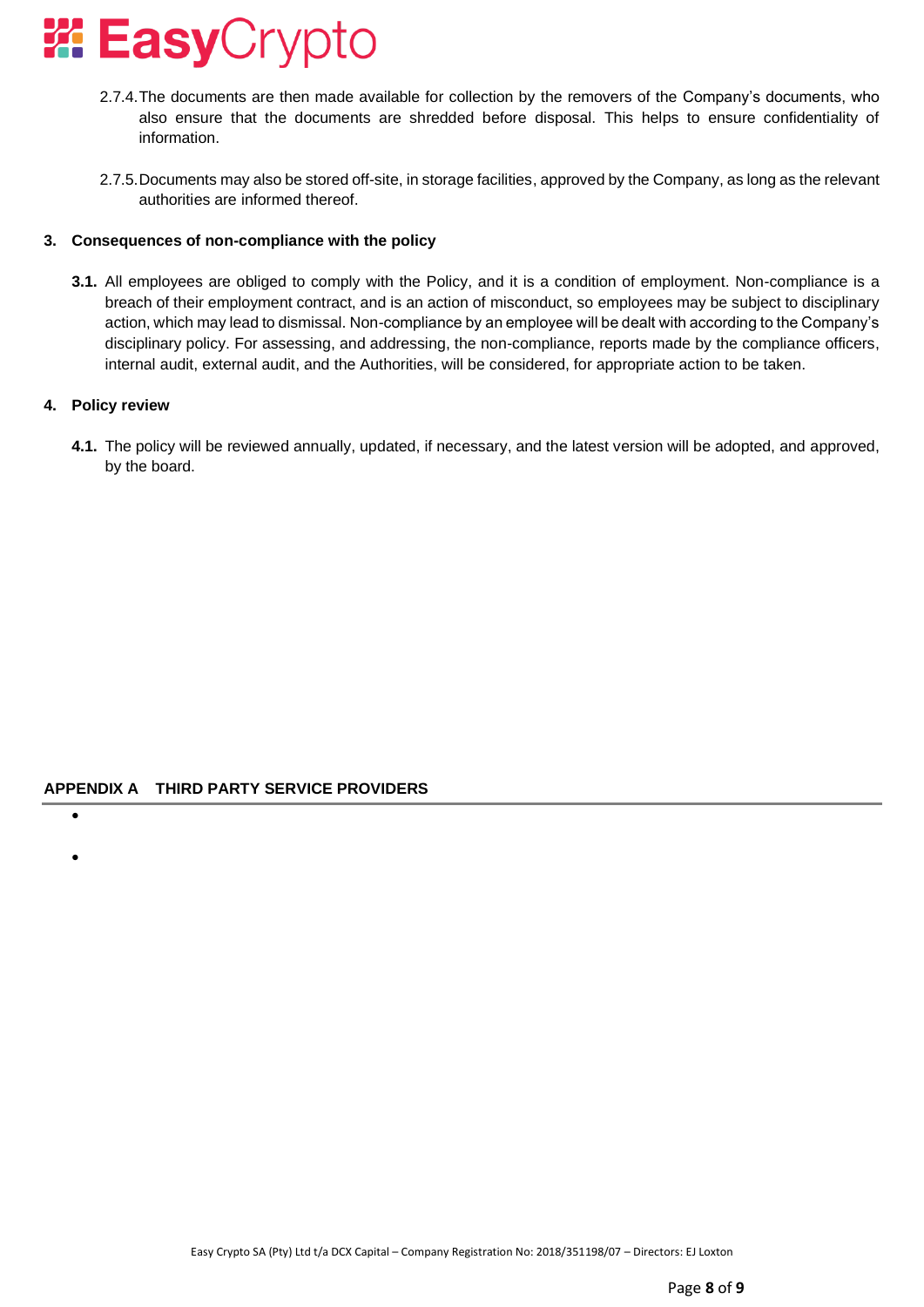2.7.4. The documents are then made available for collection by the removers of the Company's documents, who also ensure that the documents are shredded before disposal. This helps to ensure confidentiality of information.

2.7.5. Documents may also be stored off-site, in storage facilities, approved by the Company, as long as the relevant authorities are informed thereof.

## 3. Consequences of non-compliance with the policy

**3.1.** All employees are obliged to comply with the Policy, and it is a condition of employment. Non-compliance is a breach of their employment contract, and is an action of misconduct, so employees may be subject to disciplinary action, which may lead to dismissal. Non-compliance by an employee will be dealt with according to the Company's disciplinary policy. For assessing, and addressing, the non-compliance, reports made by the compliance officers, internal audit, external audit, and the Authorities, will be considered, for appropriate action to be taken.

## 4. Policy review

**4.1.** The policy will be reviewed annually, updated, if necessary, and the latest version will be adopted, and approved, by the board.

## APPENDIX A THIRD PARTY SERVICE PROVIDERS

- 
- 

Easy Crypto SA (Pty) Ltd t/a DCX Capital – Company Registration No: 2018/351198/07 – Directors: EJ Loxton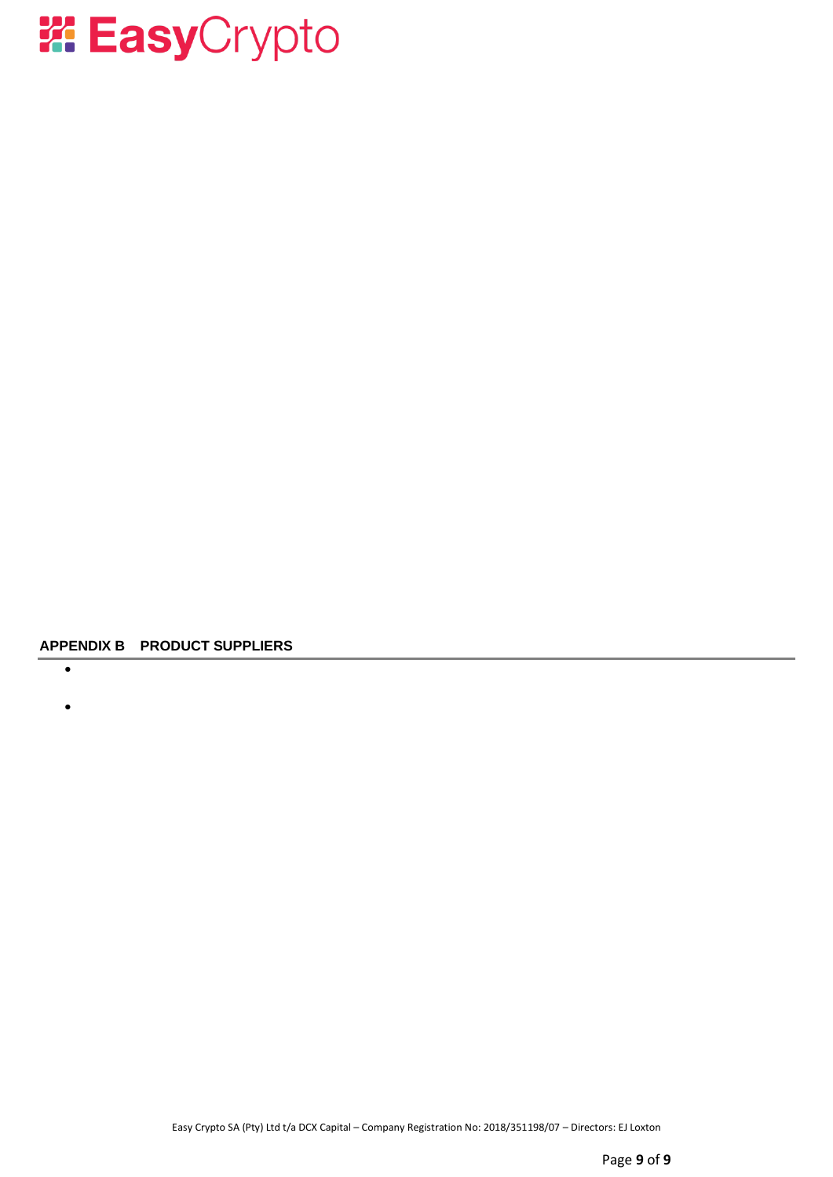## APPENDIX B PRODUCT SUPPLIERS

- 
-